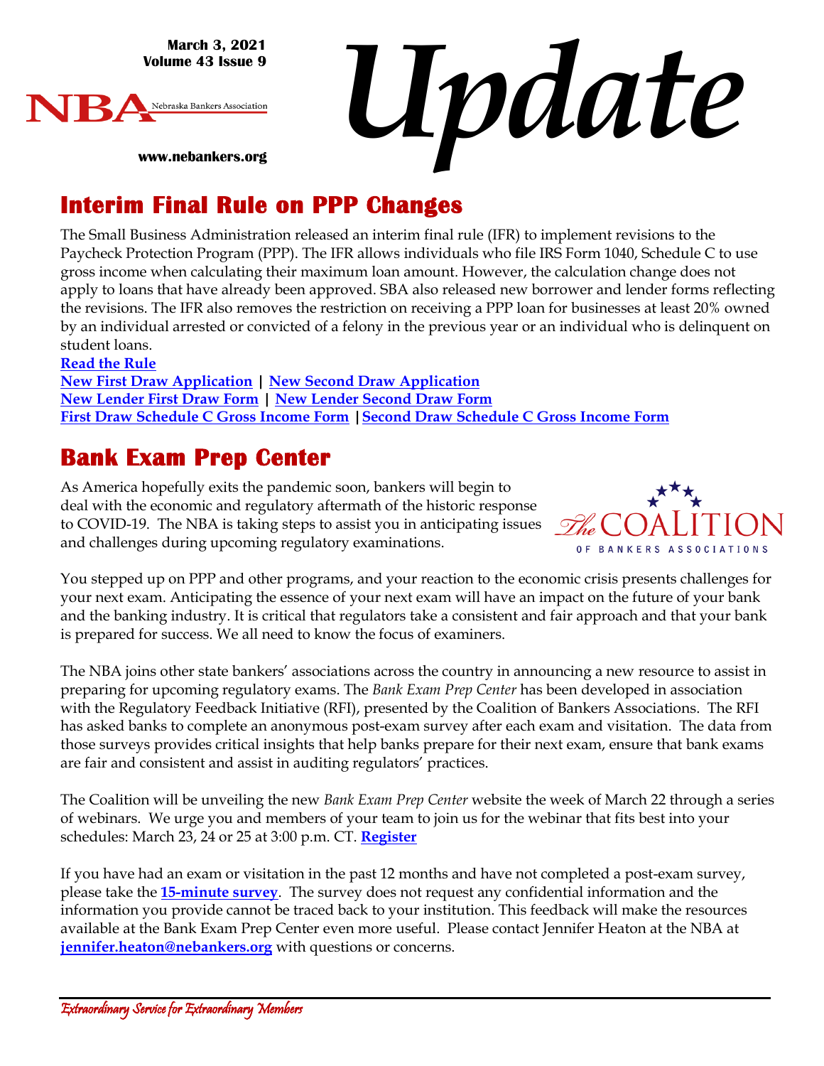March 3, 2021
Volume 43 Issue 9

NBA Nebraska Bankers Association

www.nebankers.org

# *Update*

## Interim Final Rule on PPP Changes

The Small Business Administration released an interim final rule (IFR) to implement revisions to the Paycheck Protection Program (PPP). The IFR allows individuals who file IRS Form 1040, Schedule C to use gross income when calculating their maximum loan amount. However, the calculation change does not apply to loans that have already been approved. SBA also released new borrower and lender forms reflecting the revisions. The IFR also removes the restriction on receiving a PPP loan for businesses at least 20% owned by an individual arrested or convicted of a felony in the previous year or an individual who is delinquent on student loans.

**Read the Rule**
**New First Draw Application** | **New Second Draw Application**
**New Lender First Draw Form** | **New Lender Second Draw Form**
**First Draw Schedule C Gross Income Form** | **Second Draw Schedule C Gross Income Form**

## Bank Exam Prep Center

The Coalition of Bankers Associations

As America hopefully exits the pandemic soon, bankers will begin to deal with the economic and regulatory aftermath of the historic response to COVID-19. The NBA is taking steps to assist you in anticipating issues and challenges during upcoming regulatory examinations.

You stepped up on PPP and other programs, and your reaction to the economic crisis presents challenges for your next exam. Anticipating the essence of your next exam will have an impact on the future of your bank and the banking industry. It is critical that regulators take a consistent and fair approach and that your bank is prepared for success. We all need to know the focus of examiners.

The NBA joins other state bankers' associations across the country in announcing a new resource to assist in preparing for upcoming regulatory exams. The *Bank Exam Prep Center* has been developed in association with the Regulatory Feedback Initiative (RFI), presented by the Coalition of Bankers Associations. The RFI has asked banks to complete an anonymous post-exam survey after each exam and visitation. The data from those surveys provides critical insights that help banks prepare for their next exam, ensure that bank exams are fair and consistent and assist in auditing regulators' practices.

The Coalition will be unveiling the new *Bank Exam Prep Center* website the week of March 22 through a series of webinars. We urge you and members of your team to join us for the webinar that fits best into your schedules: March 23, 24 or 25 at 3:00 p.m. CT. **Register**

If you have had an exam or visitation in the past 12 months and have not completed a post-exam survey, please take the **15-minute survey**. The survey does not request any confidential information and the information you provide cannot be traced back to your institution. This feedback will make the resources available at the Bank Exam Prep Center even more useful. Please contact Jennifer Heaton at the NBA at **jennifer.heaton@nebankers.org** with questions or concerns.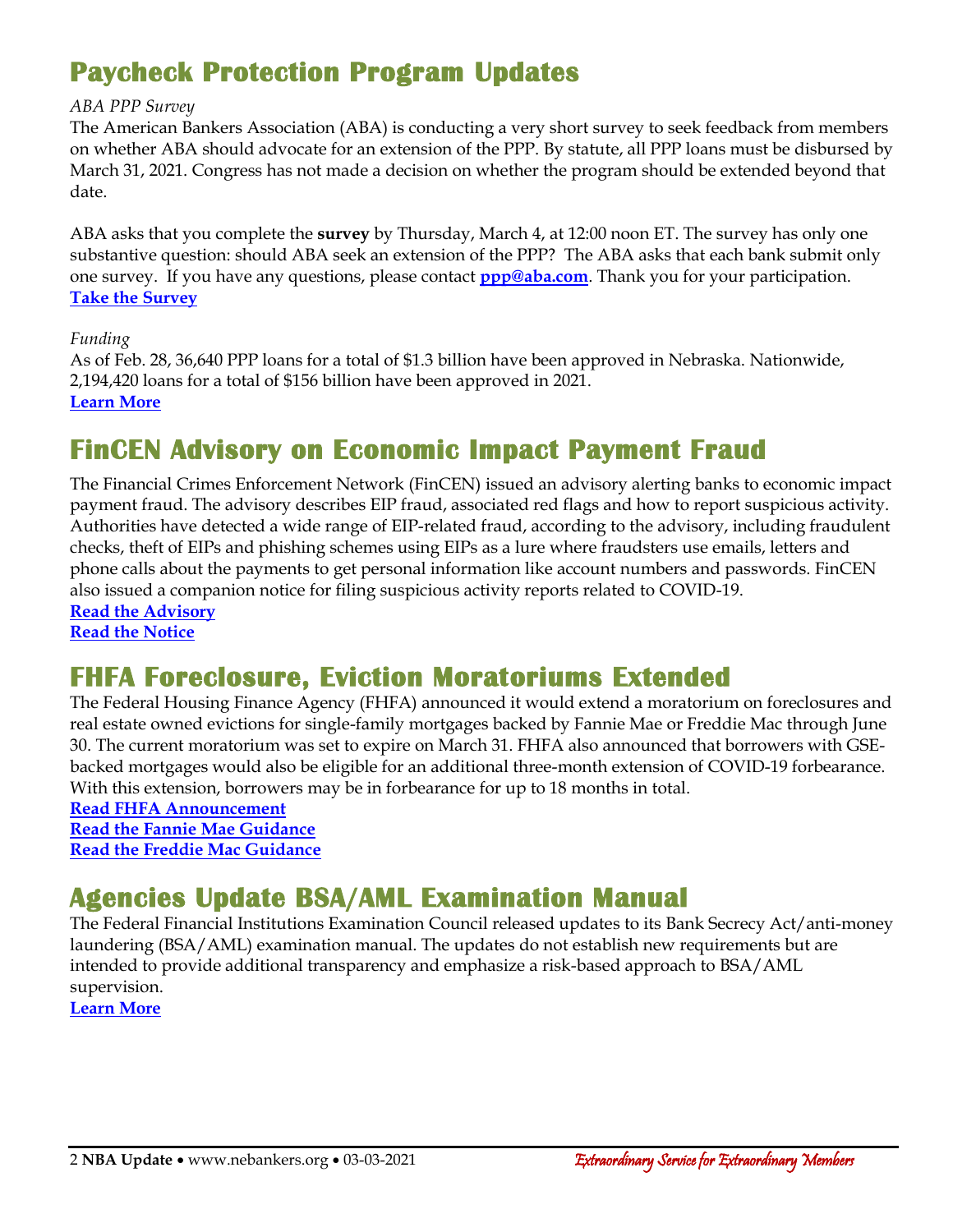# Paycheck Protection Program Updates

*ABA PPP Survey*

The American Bankers Association (ABA) is conducting a very short survey to seek feedback from members on whether ABA should advocate for an extension of the PPP. By statute, all PPP loans must be disbursed by March 31, 2021. Congress has not made a decision on whether the program should be extended beyond that date.

ABA asks that you complete the **survey** by Thursday, March 4, at 12:00 noon ET. The survey has only one substantive question: should ABA seek an extension of the PPP? The ABA asks that each bank submit only one survey. If you have any questions, please contact **ppp@aba.com**. Thank you for your participation.
**Take the Survey**

*Funding*

As of Feb. 28, 36,640 PPP loans for a total of $1.3 billion have been approved in Nebraska. Nationwide, 2,194,420 loans for a total of $156 billion have been approved in 2021.
**Learn More**

# FinCEN Advisory on Economic Impact Payment Fraud

The Financial Crimes Enforcement Network (FinCEN) issued an advisory alerting banks to economic impact payment fraud. The advisory describes EIP fraud, associated red flags and how to report suspicious activity. Authorities have detected a wide range of EIP-related fraud, according to the advisory, including fraudulent checks, theft of EIPs and phishing schemes using EIPs as a lure where fraudsters use emails, letters and phone calls about the payments to get personal information like account numbers and passwords. FinCEN also issued a companion notice for filing suspicious activity reports related to COVID-19.
**Read the Advisory**
**Read the Notice**

# FHFA Foreclosure, Eviction Moratoriums Extended

The Federal Housing Finance Agency (FHFA) announced it would extend a moratorium on foreclosures and real estate owned evictions for single-family mortgages backed by Fannie Mae or Freddie Mac through June 30. The current moratorium was set to expire on March 31. FHFA also announced that borrowers with GSE-backed mortgages would also be eligible for an additional three-month extension of COVID-19 forbearance. With this extension, borrowers may be in forbearance for up to 18 months in total.
**Read FHFA Announcement**
**Read the Fannie Mae Guidance**
**Read the Freddie Mac Guidance**

# Agencies Update BSA/AML Examination Manual

The Federal Financial Institutions Examination Council released updates to its Bank Secrecy Act/anti-money laundering (BSA/AML) examination manual. The updates do not establish new requirements but are intended to provide additional transparency and emphasize a risk-based approach to BSA/AML supervision.
**Learn More**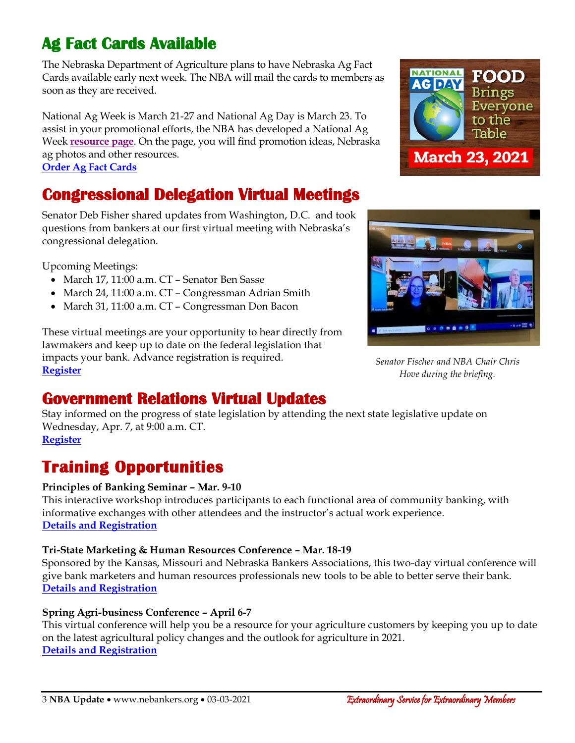## Ag Fact Cards Available

The Nebraska Department of Agriculture plans to have Nebraska Ag Fact Cards available early next week. The NBA will mail the cards to members as soon as they are received.

National Ag Week is March 21-27 and National Ag Day is March 23. To assist in your promotional efforts, the NBA has developed a National Ag Week **resource page**. On the page, you will find promotion ideas, Nebraska ag photos and other resources.
**Order Ag Fact Cards**

## Congressional Delegation Virtual Meetings

Senator Deb Fisher shared updates from Washington, D.C. and took questions from bankers at our first virtual meeting with Nebraska's congressional delegation.

Upcoming Meetings:

- March 17, 11:00 a.m. CT – Senator Ben Sasse
- March 24, 11:00 a.m. CT – Congressman Adrian Smith
- March 31, 11:00 a.m. CT – Congressman Don Bacon

These virtual meetings are your opportunity to hear directly from lawmakers and keep up to date on the federal legislation that impacts your bank. Advance registration is required.
**Register**

*Senator Fischer and NBA Chair Chris Hove during the briefing.*

## Government Relations Virtual Updates

Stay informed on the progress of state legislation by attending the next state legislative update on Wednesday, Apr. 7, at 9:00 a.m. CT.
**Register**

## Training Opportunities

**Principles of Banking Seminar – Mar. 9-10**
This interactive workshop introduces participants to each functional area of community banking, with informative exchanges with other attendees and the instructor's actual work experience.
**Details and Registration**

**Tri-State Marketing & Human Resources Conference – Mar. 18-19**
Sponsored by the Kansas, Missouri and Nebraska Bankers Associations, this two-day virtual conference will give bank marketers and human resources professionals new tools to be able to better serve their bank.
**Details and Registration**

**Spring Agri-business Conference – April 6-7**
This virtual conference will help you be a resource for your agriculture customers by keeping you up to date on the latest agricultural policy changes and the outlook for agriculture in 2021.
**Details and Registration**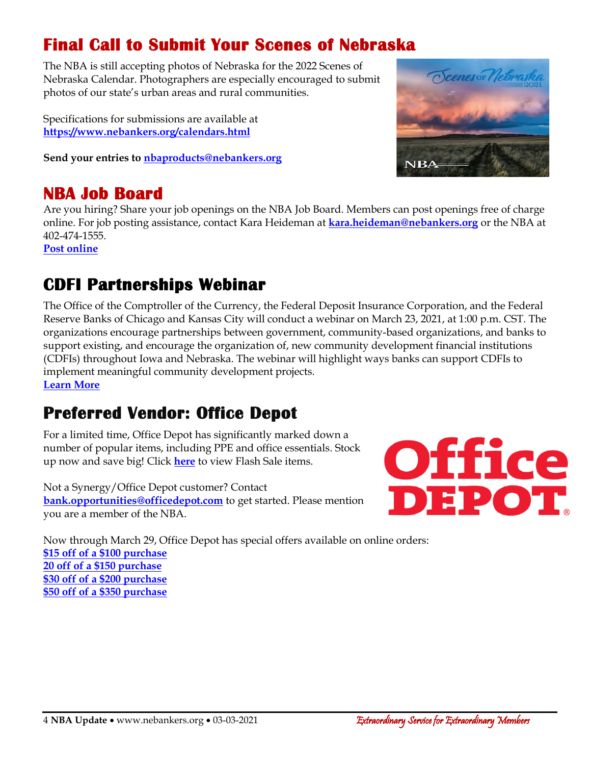## Final Call to Submit Your Scenes of Nebraska

The NBA is still accepting photos of Nebraska for the 2022 Scenes of Nebraska Calendar. Photographers are especially encouraged to submit photos of our state's urban areas and rural communities.

Specifications for submissions are available at **https://www.nebankers.org/calendars.html**

**Send your entries to nbaproducts@nebankers.org**

## NBA Job Board

Are you hiring? Share your job openings on the NBA Job Board. Members can post openings free of charge online. For job posting assistance, contact Kara Heideman at **kara.heideman@nebankers.org** or the NBA at 402-474-1555.

**Post online**

## CDFI Partnerships Webinar

The Office of the Comptroller of the Currency, the Federal Deposit Insurance Corporation, and the Federal Reserve Banks of Chicago and Kansas City will conduct a webinar on March 23, 2021, at 1:00 p.m. CST. The organizations encourage partnerships between government, community-based organizations, and banks to support existing, and encourage the organization of, new community development financial institutions (CDFIs) throughout Iowa and Nebraska. The webinar will highlight ways banks can support CDFIs to implement meaningful community development projects.

**Learn More**

## Preferred Vendor: Office Depot

For a limited time, Office Depot has significantly marked down a number of popular items, including PPE and office essentials. Stock up now and save big! Click **here** to view Flash Sale items.

Not a Synergy/Office Depot customer? Contact **bank.opportunities@officedepot.com** to get started. Please mention you are a member of the NBA.

Now through March 29, Office Depot has special offers available on online orders:

**$15 off of a $100 purchase**
**20 off of a $150 purchase**
**$30 off of a $200 purchase**
**$50 off of a $350 purchase**